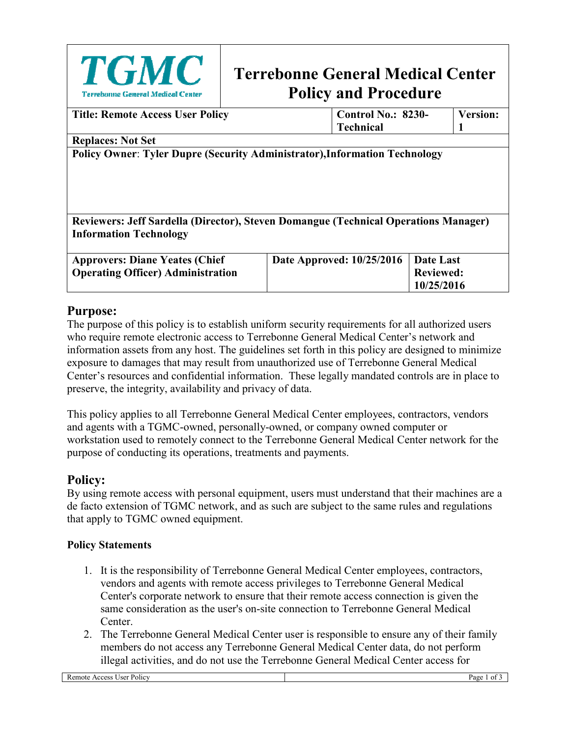| TGMC Terrebonne General Medical Center | **Terrebonne General Medical Center Policy and Procedure** | |
|---|---|---|
| **Title: Remote Access User Policy** | **Control No.: 8230-Technical** | **Version: 1** |
| **Replaces: Not Set** | | |
| **Policy Owner**: **Tyler Dupre (Security Administrator),Information Technology** | | |
| **Reviewers: Jeff Sardella (Director), Steven Domangue (Technical Operations Manager) Information Technology** | | |
| **Approvers: Diane Yeates (Chief Operating Officer) Administration** | **Date Approved: 10/25/2016** | **Date Last Reviewed: 10/25/2016** |

## Purpose:

The purpose of this policy is to establish uniform security requirements for all authorized users who require remote electronic access to Terrebonne General Medical Center's network and information assets from any host. The guidelines set forth in this policy are designed to minimize exposure to damages that may result from unauthorized use of Terrebonne General Medical Center's resources and confidential information. These legally mandated controls are in place to preserve, the integrity, availability and privacy of data.

This policy applies to all Terrebonne General Medical Center employees, contractors, vendors and agents with a TGMC-owned, personally-owned, or company owned computer or workstation used to remotely connect to the Terrebonne General Medical Center network for the purpose of conducting its operations, treatments and payments.

## Policy:

By using remote access with personal equipment, users must understand that their machines are a de facto extension of TGMC network, and as such are subject to the same rules and regulations that apply to TGMC owned equipment.

### Policy Statements

1. It is the responsibility of Terrebonne General Medical Center employees, contractors, vendors and agents with remote access privileges to Terrebonne General Medical Center's corporate network to ensure that their remote access connection is given the same consideration as the user's on-site connection to Terrebonne General Medical Center.
2. The Terrebonne General Medical Center user is responsible to ensure any of their family members do not access any Terrebonne General Medical Center data, do not perform illegal activities, and do not use the Terrebonne General Medical Center access for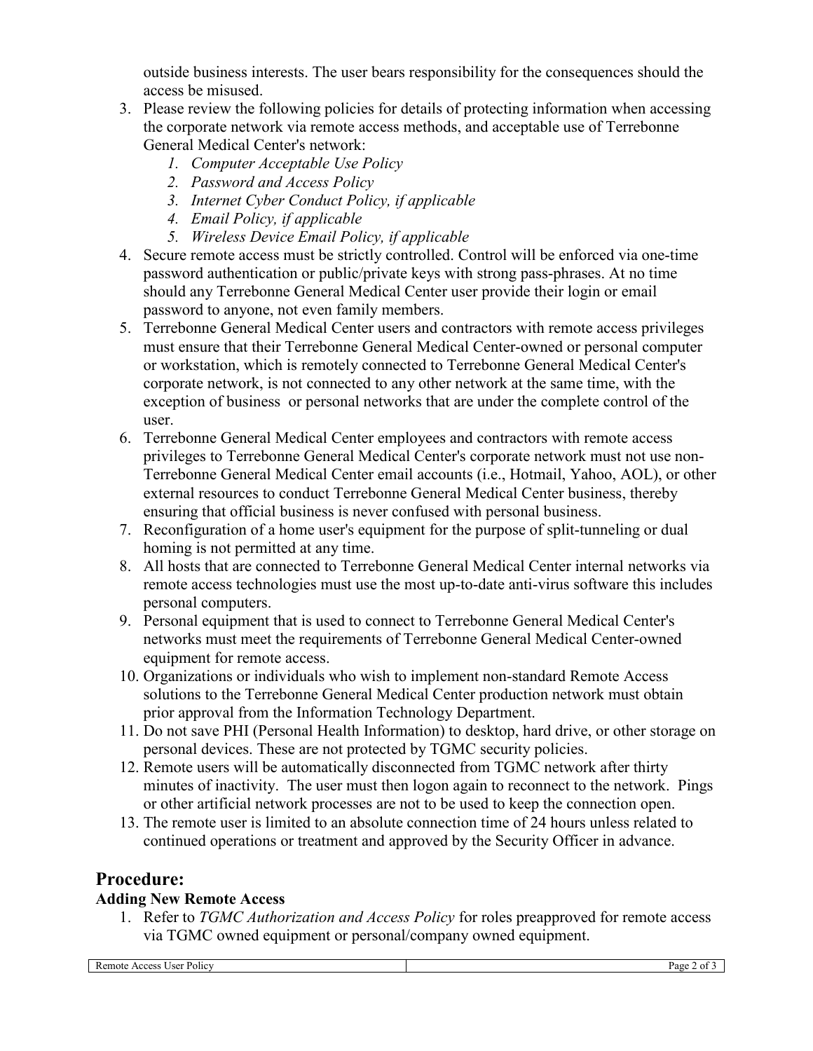outside business interests. The user bears responsibility for the consequences should the access be misused.

3. Please review the following policies for details of protecting information when accessing the corporate network via remote access methods, and acceptable use of Terrebonne General Medical Center's network:
   1. *Computer Acceptable Use Policy*
   2. *Password and Access Policy*
   3. *Internet Cyber Conduct Policy, if applicable*
   4. *Email Policy, if applicable*
   5. *Wireless Device Email Policy, if applicable*
4. Secure remote access must be strictly controlled. Control will be enforced via one-time password authentication or public/private keys with strong pass-phrases. At no time should any Terrebonne General Medical Center user provide their login or email password to anyone, not even family members.
5. Terrebonne General Medical Center users and contractors with remote access privileges must ensure that their Terrebonne General Medical Center-owned or personal computer or workstation, which is remotely connected to Terrebonne General Medical Center's corporate network, is not connected to any other network at the same time, with the exception of business or personal networks that are under the complete control of the user.
6. Terrebonne General Medical Center employees and contractors with remote access privileges to Terrebonne General Medical Center's corporate network must not use non-Terrebonne General Medical Center email accounts (i.e., Hotmail, Yahoo, AOL), or other external resources to conduct Terrebonne General Medical Center business, thereby ensuring that official business is never confused with personal business.
7. Reconfiguration of a home user's equipment for the purpose of split-tunneling or dual homing is not permitted at any time.
8. All hosts that are connected to Terrebonne General Medical Center internal networks via remote access technologies must use the most up-to-date anti-virus software this includes personal computers.
9. Personal equipment that is used to connect to Terrebonne General Medical Center's networks must meet the requirements of Terrebonne General Medical Center-owned equipment for remote access.
10. Organizations or individuals who wish to implement non-standard Remote Access solutions to the Terrebonne General Medical Center production network must obtain prior approval from the Information Technology Department.
11. Do not save PHI (Personal Health Information) to desktop, hard drive, or other storage on personal devices. These are not protected by TGMC security policies.
12. Remote users will be automatically disconnected from TGMC network after thirty minutes of inactivity. The user must then logon again to reconnect to the network. Pings or other artificial network processes are not to be used to keep the connection open.
13. The remote user is limited to an absolute connection time of 24 hours unless related to continued operations or treatment and approved by the Security Officer in advance.

## Procedure:

### Adding New Remote Access

1. Refer to *TGMC Authorization and Access Policy* for roles preapproved for remote access via TGMC owned equipment or personal/company owned equipment.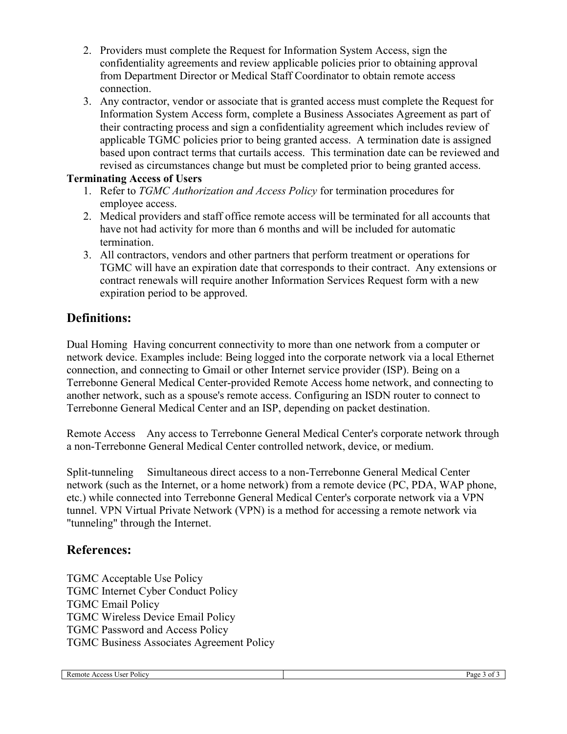2. Providers must complete the Request for Information System Access, sign the confidentiality agreements and review applicable policies prior to obtaining approval from Department Director or Medical Staff Coordinator to obtain remote access connection.
3. Any contractor, vendor or associate that is granted access must complete the Request for Information System Access form, complete a Business Associates Agreement as part of their contracting process and sign a confidentiality agreement which includes review of applicable TGMC policies prior to being granted access. A termination date is assigned based upon contract terms that curtails access. This termination date can be reviewed and revised as circumstances change but must be completed prior to being granted access.

**Terminating Access of Users**

1. Refer to *TGMC Authorization and Access Policy* for termination procedures for employee access.
2. Medical providers and staff office remote access will be terminated for all accounts that have not had activity for more than 6 months and will be included for automatic termination.
3. All contractors, vendors and other partners that perform treatment or operations for TGMC will have an expiration date that corresponds to their contract. Any extensions or contract renewals will require another Information Services Request form with a new expiration period to be approved.

## Definitions:

Dual Homing Having concurrent connectivity to more than one network from a computer or network device. Examples include: Being logged into the corporate network via a local Ethernet connection, and connecting to Gmail or other Internet service provider (ISP). Being on a Terrebonne General Medical Center-provided Remote Access home network, and connecting to another network, such as a spouse's remote access. Configuring an ISDN router to connect to Terrebonne General Medical Center and an ISP, depending on packet destination.

Remote Access Any access to Terrebonne General Medical Center's corporate network through a non-Terrebonne General Medical Center controlled network, device, or medium.

Split-tunneling Simultaneous direct access to a non-Terrebonne General Medical Center network (such as the Internet, or a home network) from a remote device (PC, PDA, WAP phone, etc.) while connected into Terrebonne General Medical Center's corporate network via a VPN tunnel. VPN Virtual Private Network (VPN) is a method for accessing a remote network via "tunneling" through the Internet.

## References:

TGMC Acceptable Use Policy
TGMC Internet Cyber Conduct Policy
TGMC Email Policy
TGMC Wireless Device Email Policy
TGMC Password and Access Policy
TGMC Business Associates Agreement Policy